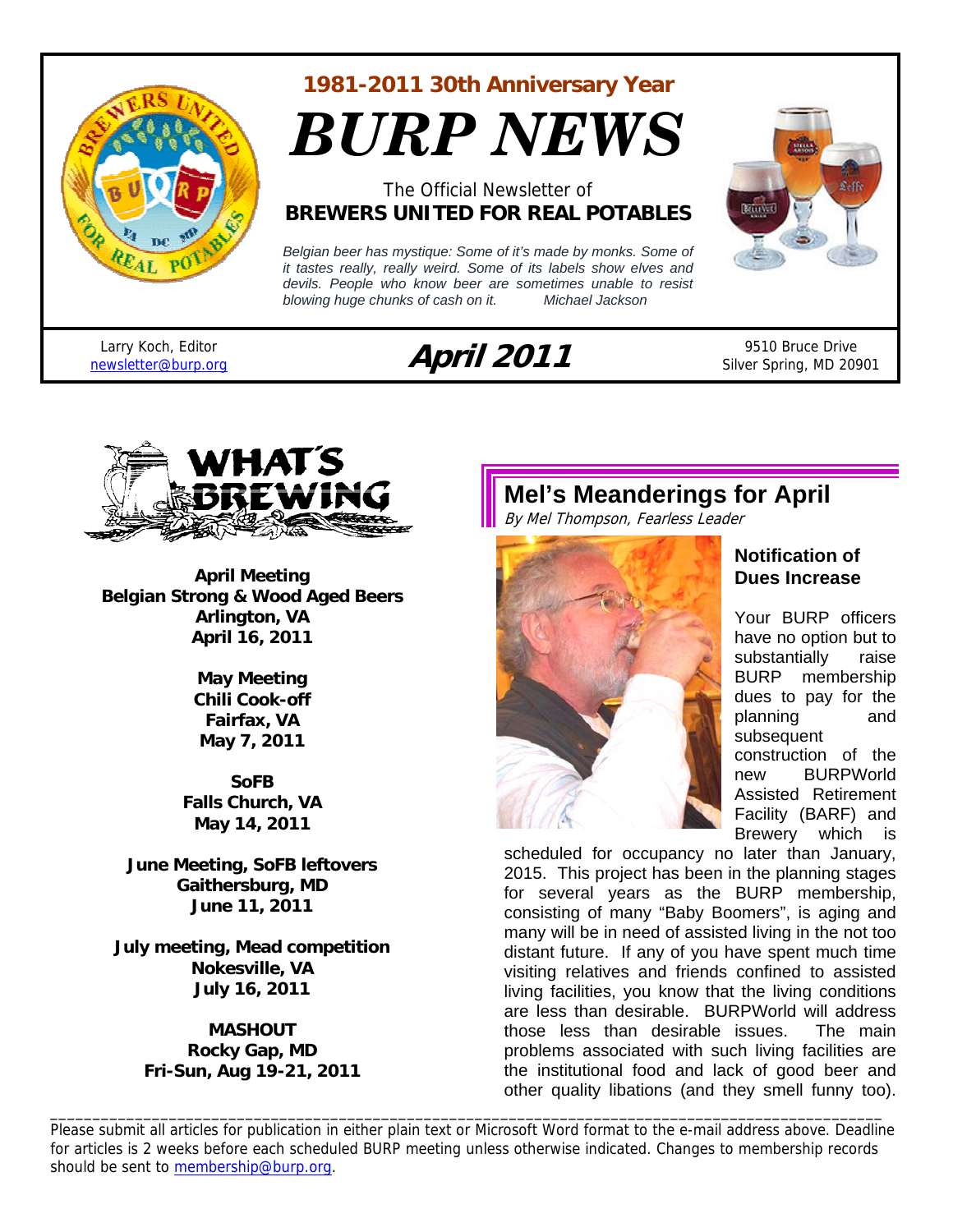1981-2011 30th Anniversary Year

# BURP NEWS

The Official Newsletter of
**BREWERS UNITED FOR REAL POTABLES**

*Belgian beer has mystique: Some of it's made by monks. Some of it tastes really, really weird. Some of its labels show elves and devils. People who know beer are sometimes unable to resist blowing huge chunks of cash on it.* Michael Jackson

Larry Koch, Editor
newsletter@burp.org

**April 2011**

9510 Bruce Drive
Silver Spring, MD 20901

## WHAT'S BREWING

**April Meeting**
**Belgian Strong & Wood Aged Beers**
**Arlington, VA**
**April 16, 2011**

**May Meeting**
**Chili Cook-off**
**Fairfax, VA**
**May 7, 2011**

**SoFB**
**Falls Church, VA**
**May 14, 2011**

**June Meeting, SoFB leftovers**
**Gaithersburg, MD**
**June 11, 2011**

**July meeting, Mead competition**
**Nokesville, VA**
**July 16, 2011**

**MASHOUT**
**Rocky Gap, MD**
**Fri-Sun, Aug 19-21, 2011**

## Mel's Meanderings for April

*By Mel Thompson, Fearless Leader*

### Notification of Dues Increase

Your BURP officers have no option but to substantially raise BURP membership dues to pay for the planning and subsequent construction of the new BURPWorld Assisted Retirement Facility (BARF) and Brewery which is scheduled for occupancy no later than January, 2015. This project has been in the planning stages for several years as the BURP membership, consisting of many "Baby Boomers", is aging and many will be in need of assisted living in the not too distant future. If any of you have spent much time visiting relatives and friends confined to assisted living facilities, you know that the living conditions are less than desirable. BURPWorld will address those less than desirable issues. The main problems associated with such living facilities are the institutional food and lack of good beer and other quality libations (and they smell funny too).

---

Please submit all articles for publication in either plain text or Microsoft Word format to the e-mail address above. Deadline for articles is 2 weeks before each scheduled BURP meeting unless otherwise indicated. Changes to membership records should be sent to membership@burp.org.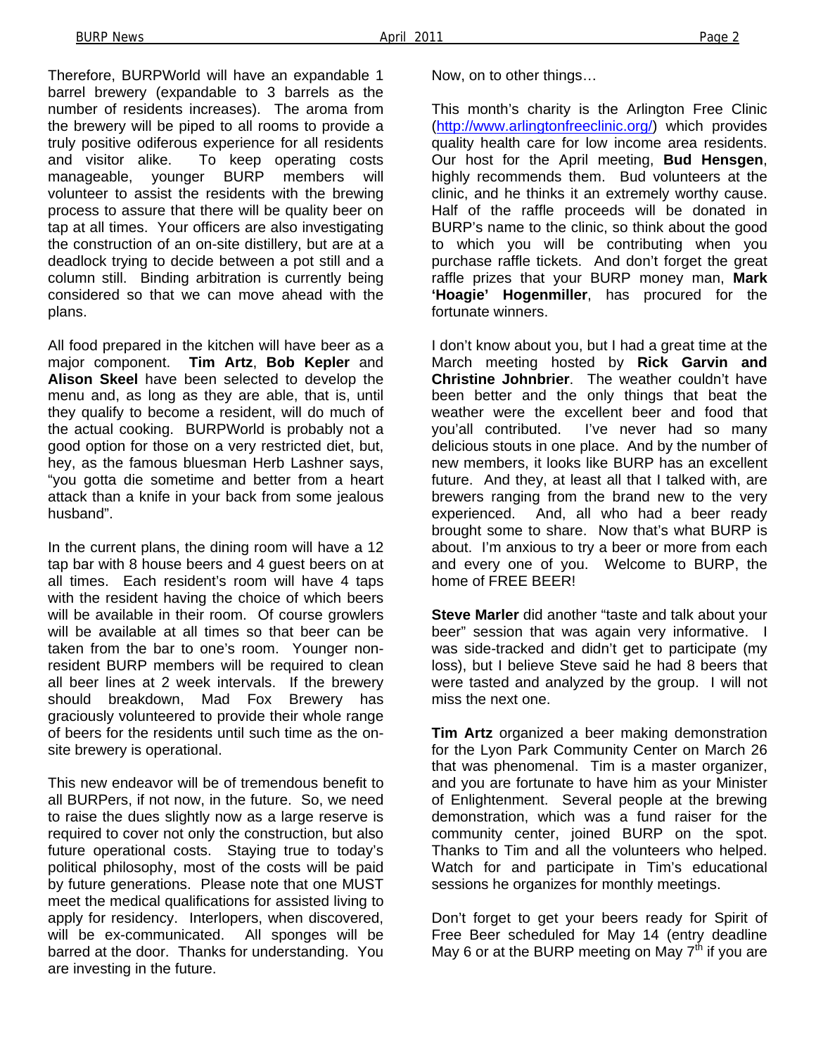Therefore, BURPWorld will have an expandable 1 barrel brewery (expandable to 3 barrels as the number of residents increases). The aroma from the brewery will be piped to all rooms to provide a truly positive odiferous experience for all residents and visitor alike. To keep operating costs manageable, younger BURP members will volunteer to assist the residents with the brewing process to assure that there will be quality beer on tap at all times. Your officers are also investigating the construction of an on-site distillery, but are at a deadlock trying to decide between a pot still and a column still. Binding arbitration is currently being considered so that we can move ahead with the plans.

All food prepared in the kitchen will have beer as a major component. **Tim Artz**, **Bob Kepler** and **Alison Skeel** have been selected to develop the menu and, as long as they are able, that is, until they qualify to become a resident, will do much of the actual cooking. BURPWorld is probably not a good option for those on a very restricted diet, but, hey, as the famous bluesman Herb Lashner says, "you gotta die sometime and better from a heart attack than a knife in your back from some jealous husband".

In the current plans, the dining room will have a 12 tap bar with 8 house beers and 4 guest beers on at all times. Each resident's room will have 4 taps with the resident having the choice of which beers will be available in their room. Of course growlers will be available at all times so that beer can be taken from the bar to one's room. Younger non-resident BURP members will be required to clean all beer lines at 2 week intervals. If the brewery should breakdown, Mad Fox Brewery has graciously volunteered to provide their whole range of beers for the residents until such time as the on-site brewery is operational.

This new endeavor will be of tremendous benefit to all BURPers, if not now, in the future. So, we need to raise the dues slightly now as a large reserve is required to cover not only the construction, but also future operational costs. Staying true to today's political philosophy, most of the costs will be paid by future generations. Please note that one MUST meet the medical qualifications for assisted living to apply for residency. Interlopers, when discovered, will be ex-communicated. All sponges will be barred at the door. Thanks for understanding. You are investing in the future.

Now, on to other things…

This month's charity is the Arlington Free Clinic (http://www.arlingtonfreeclinic.org/) which provides quality health care for low income area residents. Our host for the April meeting, **Bud Hensgen**, highly recommends them. Bud volunteers at the clinic, and he thinks it an extremely worthy cause. Half of the raffle proceeds will be donated in BURP's name to the clinic, so think about the good to which you will be contributing when you purchase raffle tickets. And don't forget the great raffle prizes that your BURP money man, **Mark 'Hoagie' Hogenmiller**, has procured for the fortunate winners.

I don't know about you, but I had a great time at the March meeting hosted by **Rick Garvin and Christine Johnbrier**. The weather couldn't have been better and the only things that beat the weather were the excellent beer and food that you'all contributed. I've never had so many delicious stouts in one place. And by the number of new members, it looks like BURP has an excellent future. And they, at least all that I talked with, are brewers ranging from the brand new to the very experienced. And, all who had a beer ready brought some to share. Now that's what BURP is about. I'm anxious to try a beer or more from each and every one of you. Welcome to BURP, the home of FREE BEER!

**Steve Marler** did another "taste and talk about your beer" session that was again very informative. I was side-tracked and didn't get to participate (my loss), but I believe Steve said he had 8 beers that were tasted and analyzed by the group. I will not miss the next one.

**Tim Artz** organized a beer making demonstration for the Lyon Park Community Center on March 26 that was phenomenal. Tim is a master organizer, and you are fortunate to have him as your Minister of Enlightenment. Several people at the brewing demonstration, which was a fund raiser for the community center, joined BURP on the spot. Thanks to Tim and all the volunteers who helped. Watch for and participate in Tim's educational sessions he organizes for monthly meetings.

Don't forget to get your beers ready for Spirit of Free Beer scheduled for May 14 (entry deadline May 6 or at the BURP meeting on May 7th if you are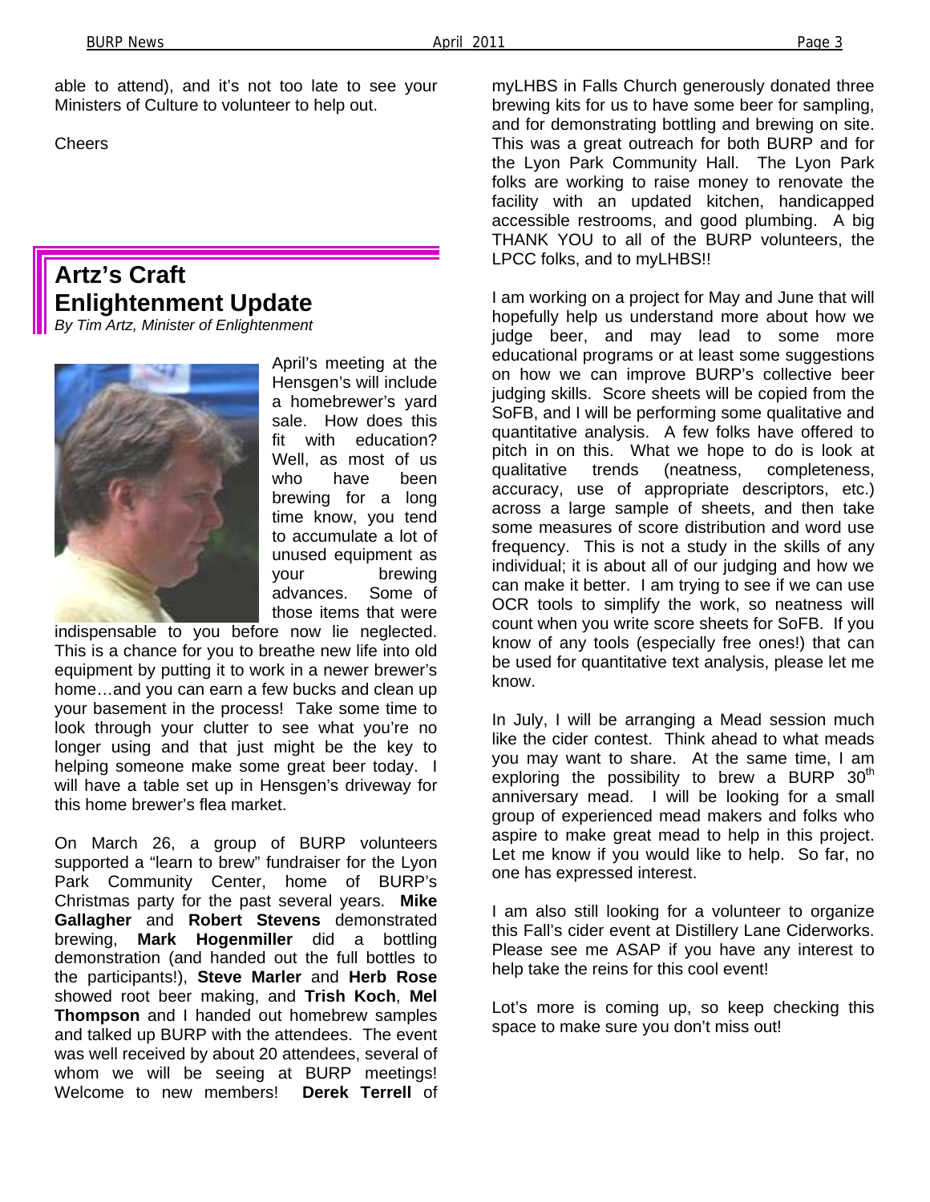able to attend), and it's not too late to see your Ministers of Culture to volunteer to help out.

Cheers

## Artz's Craft Enlightenment Update

*By Tim Artz, Minister of Enlightenment*

April's meeting at the Hensgen's will include a homebrewer's yard sale. How does this fit with education? Well, as most of us who have been brewing for a long time know, you tend to accumulate a lot of unused equipment as your brewing advances. Some of those items that were indispensable to you before now lie neglected. This is a chance for you to breathe new life into old equipment by putting it to work in a newer brewer's home…and you can earn a few bucks and clean up your basement in the process! Take some time to look through your clutter to see what you're no longer using and that just might be the key to helping someone make some great beer today. I will have a table set up in Hensgen's driveway for this home brewer's flea market.

On March 26, a group of BURP volunteers supported a "learn to brew" fundraiser for the Lyon Park Community Center, home of BURP's Christmas party for the past several years. **Mike Gallagher** and **Robert Stevens** demonstrated brewing, **Mark Hogenmiller** did a bottling demonstration (and handed out the full bottles to the participants!), **Steve Marler** and **Herb Rose** showed root beer making, and **Trish Koch**, **Mel Thompson** and I handed out homebrew samples and talked up BURP with the attendees. The event was well received by about 20 attendees, several of whom we will be seeing at BURP meetings! Welcome to new members! **Derek Terrell** of myLHBS in Falls Church generously donated three brewing kits for us to have some beer for sampling, and for demonstrating bottling and brewing on site. This was a great outreach for both BURP and for the Lyon Park Community Hall. The Lyon Park folks are working to raise money to renovate the facility with an updated kitchen, handicapped accessible restrooms, and good plumbing. A big THANK YOU to all of the BURP volunteers, the LPCC folks, and to myLHBS!!

I am working on a project for May and June that will hopefully help us understand more about how we judge beer, and may lead to some more educational programs or at least some suggestions on how we can improve BURP's collective beer judging skills. Score sheets will be copied from the SoFB, and I will be performing some qualitative and quantitative analysis. A few folks have offered to pitch in on this. What we hope to do is look at qualitative trends (neatness, completeness, accuracy, use of appropriate descriptors, etc.) across a large sample of sheets, and then take some measures of score distribution and word use frequency. This is not a study in the skills of any individual; it is about all of our judging and how we can make it better. I am trying to see if we can use OCR tools to simplify the work, so neatness will count when you write score sheets for SoFB. If you know of any tools (especially free ones!) that can be used for quantitative text analysis, please let me know.

In July, I will be arranging a Mead session much like the cider contest. Think ahead to what meads you may want to share. At the same time, I am exploring the possibility to brew a BURP 30th anniversary mead. I will be looking for a small group of experienced mead makers and folks who aspire to make great mead to help in this project. Let me know if you would like to help. So far, no one has expressed interest.

I am also still looking for a volunteer to organize this Fall's cider event at Distillery Lane Ciderworks. Please see me ASAP if you have any interest to help take the reins for this cool event!

Lot's more is coming up, so keep checking this space to make sure you don't miss out!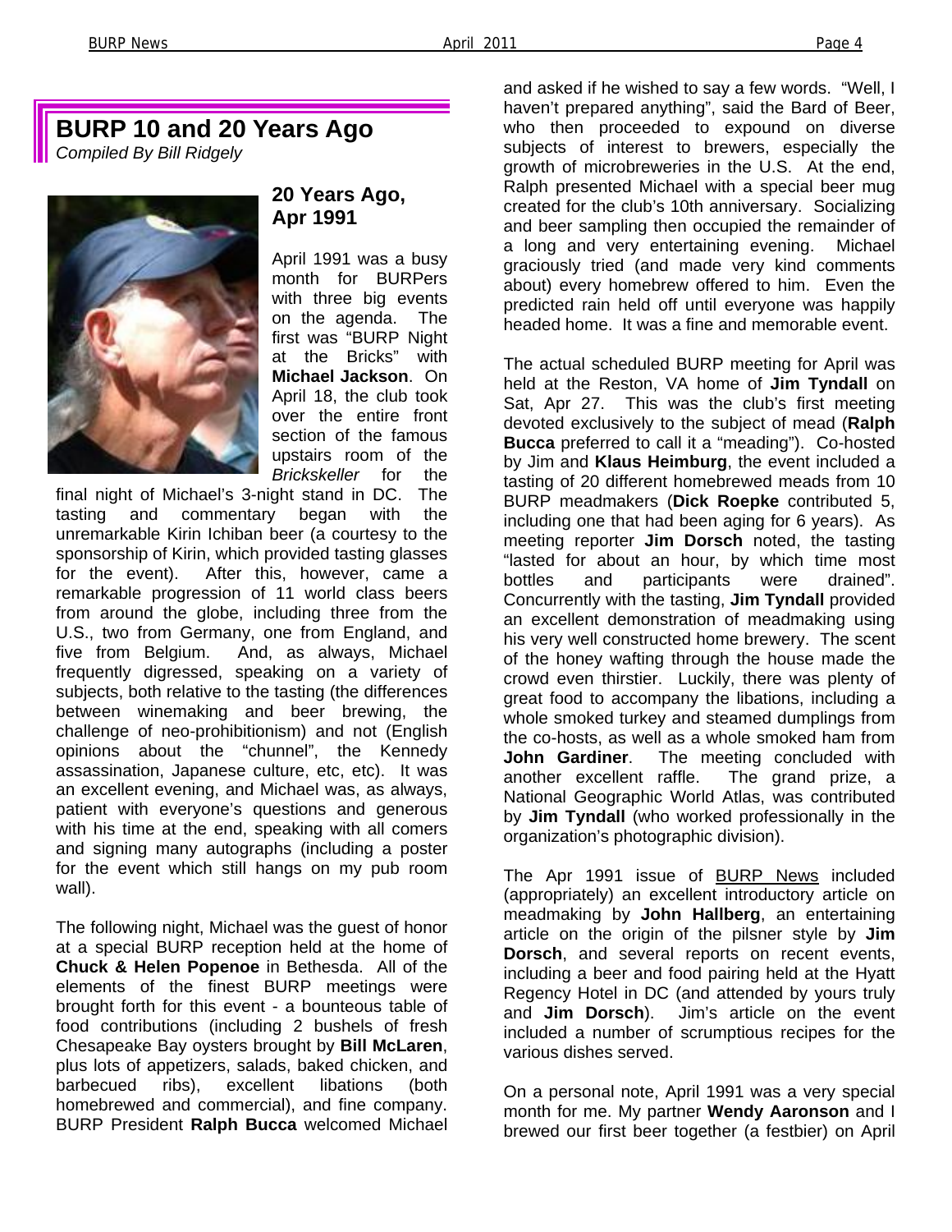## BURP 10 and 20 Years Ago

*Compiled By Bill Ridgely*

### 20 Years Ago, Apr 1991

April 1991 was a busy month for BURPers with three big events on the agenda. The first was "BURP Night at the Bricks" with **Michael Jackson**. On April 18, the club took over the entire front section of the famous upstairs room of the *Brickskeller* for the final night of Michael's 3-night stand in DC. The tasting and commentary began with the unremarkable Kirin Ichiban beer (a courtesy to the sponsorship of Kirin, which provided tasting glasses for the event). After this, however, came a remarkable progression of 11 world class beers from around the globe, including three from the U.S., two from Germany, one from England, and five from Belgium. And, as always, Michael frequently digressed, speaking on a variety of subjects, both relative to the tasting (the differences between winemaking and beer brewing, the challenge of neo-prohibitionism) and not (English opinions about the "chunnel", the Kennedy assassination, Japanese culture, etc, etc). It was an excellent evening, and Michael was, as always, patient with everyone's questions and generous with his time at the end, speaking with all comers and signing many autographs (including a poster for the event which still hangs on my pub room wall).

The following night, Michael was the guest of honor at a special BURP reception held at the home of **Chuck & Helen Popenoe** in Bethesda. All of the elements of the finest BURP meetings were brought forth for this event - a bounteous table of food contributions (including 2 bushels of fresh Chesapeake Bay oysters brought by **Bill McLaren**, plus lots of appetizers, salads, baked chicken, and barbecued ribs), excellent libations (both homebrewed and commercial), and fine company. BURP President **Ralph Bucca** welcomed Michael and asked if he wished to say a few words. "Well, I haven't prepared anything", said the Bard of Beer, who then proceeded to expound on diverse subjects of interest to brewers, especially the growth of microbreweries in the U.S. At the end, Ralph presented Michael with a special beer mug created for the club's 10th anniversary. Socializing and beer sampling then occupied the remainder of a long and very entertaining evening. Michael graciously tried (and made very kind comments about) every homebrew offered to him. Even the predicted rain held off until everyone was happily headed home. It was a fine and memorable event.

The actual scheduled BURP meeting for April was held at the Reston, VA home of **Jim Tyndall** on Sat, Apr 27. This was the club's first meeting devoted exclusively to the subject of mead (**Ralph Bucca** preferred to call it a "meading"). Co-hosted by Jim and **Klaus Heimburg**, the event included a tasting of 20 different homebrewed meads from 10 BURP meadmakers (**Dick Roepke** contributed 5, including one that had been aging for 6 years). As meeting reporter **Jim Dorsch** noted, the tasting "lasted for about an hour, by which time most bottles and participants were drained". Concurrently with the tasting, **Jim Tyndall** provided an excellent demonstration of meadmaking using his very well constructed home brewery. The scent of the honey wafting through the house made the crowd even thirstier. Luckily, there was plenty of great food to accompany the libations, including a whole smoked turkey and steamed dumplings from the co-hosts, as well as a whole smoked ham from **John Gardiner**. The meeting concluded with another excellent raffle. The grand prize, a National Geographic World Atlas, was contributed by **Jim Tyndall** (who worked professionally in the organization's photographic division).

The Apr 1991 issue of BURP News included (appropriately) an excellent introductory article on meadmaking by **John Hallberg**, an entertaining article on the origin of the pilsner style by **Jim Dorsch**, and several reports on recent events, including a beer and food pairing held at the Hyatt Regency Hotel in DC (and attended by yours truly and **Jim Dorsch**). Jim's article on the event included a number of scrumptious recipes for the various dishes served.

On a personal note, April 1991 was a very special month for me. My partner **Wendy Aaronson** and I brewed our first beer together (a festbier) on April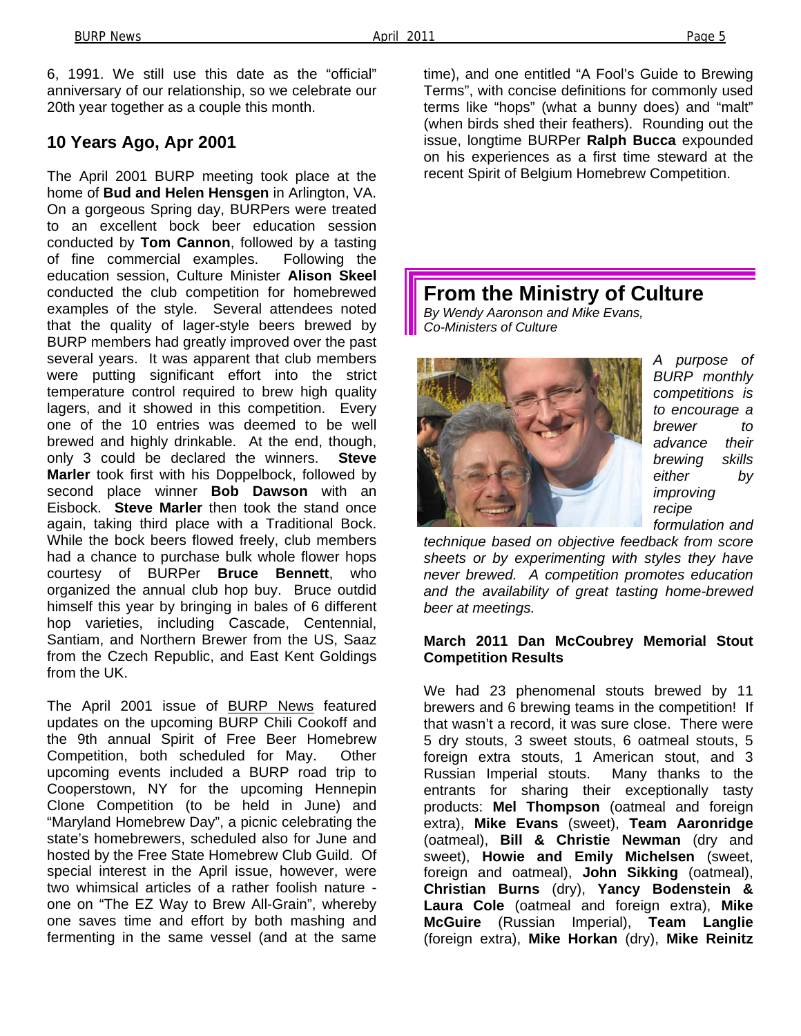6, 1991. We still use this date as the "official" anniversary of our relationship, so we celebrate our 20th year together as a couple this month.

## 10 Years Ago, Apr 2001

The April 2001 BURP meeting took place at the home of **Bud and Helen Hensgen** in Arlington, VA. On a gorgeous Spring day, BURPers were treated to an excellent bock beer education session conducted by **Tom Cannon**, followed by a tasting of fine commercial examples. Following the education session, Culture Minister **Alison Skeel** conducted the club competition for homebrewed examples of the style. Several attendees noted that the quality of lager-style beers brewed by BURP members had greatly improved over the past several years. It was apparent that club members were putting significant effort into the strict temperature control required to brew high quality lagers, and it showed in this competition. Every one of the 10 entries was deemed to be well brewed and highly drinkable. At the end, though, only 3 could be declared the winners. **Steve Marler** took first with his Doppelbock, followed by second place winner **Bob Dawson** with an Eisbock. **Steve Marler** then took the stand once again, taking third place with a Traditional Bock. While the bock beers flowed freely, club members had a chance to purchase bulk whole flower hops courtesy of BURPer **Bruce Bennett**, who organized the annual club hop buy. Bruce outdid himself this year by bringing in bales of 6 different hop varieties, including Cascade, Centennial, Santiam, and Northern Brewer from the US, Saaz from the Czech Republic, and East Kent Goldings from the UK.

The April 2001 issue of BURP News featured updates on the upcoming BURP Chili Cookoff and the 9th annual Spirit of Free Beer Homebrew Competition, both scheduled for May. Other upcoming events included a BURP road trip to Cooperstown, NY for the upcoming Hennepin Clone Competition (to be held in June) and "Maryland Homebrew Day", a picnic celebrating the state's homebrewers, scheduled also for June and hosted by the Free State Homebrew Club Guild. Of special interest in the April issue, however, were two whimsical articles of a rather foolish nature - one on "The EZ Way to Brew All-Grain", whereby one saves time and effort by both mashing and fermenting in the same vessel (and at the same time), and one entitled "A Fool's Guide to Brewing Terms", with concise definitions for commonly used terms like "hops" (what a bunny does) and "malt" (when birds shed their feathers). Rounding out the issue, longtime BURPer **Ralph Bucca** expounded on his experiences as a first time steward at the recent Spirit of Belgium Homebrew Competition.

# From the Ministry of Culture

*By Wendy Aaronson and Mike Evans, Co-Ministers of Culture*

*A purpose of BURP monthly competitions is to encourage a brewer to advance their brewing skills either by improving recipe formulation and technique based on objective feedback from score sheets or by experimenting with styles they have never brewed. A competition promotes education and the availability of great tasting home-brewed beer at meetings.*

**March 2011 Dan McCoubrey Memorial Stout Competition Results**

We had 23 phenomenal stouts brewed by 11 brewers and 6 brewing teams in the competition! If that wasn't a record, it was sure close. There were 5 dry stouts, 3 sweet stouts, 6 oatmeal stouts, 5 foreign extra stouts, 1 American stout, and 3 Russian Imperial stouts. Many thanks to the entrants for sharing their exceptionally tasty products: **Mel Thompson** (oatmeal and foreign extra), **Mike Evans** (sweet), **Team Aaronridge** (oatmeal), **Bill & Christie Newman** (dry and sweet), **Howie and Emily Michelsen** (sweet, foreign and oatmeal), **John Sikking** (oatmeal), **Christian Burns** (dry), **Yancy Bodenstein & Laura Cole** (oatmeal and foreign extra), **Mike McGuire** (Russian Imperial), **Team Langlie** (foreign extra), **Mike Horkan** (dry), **Mike Reinitz**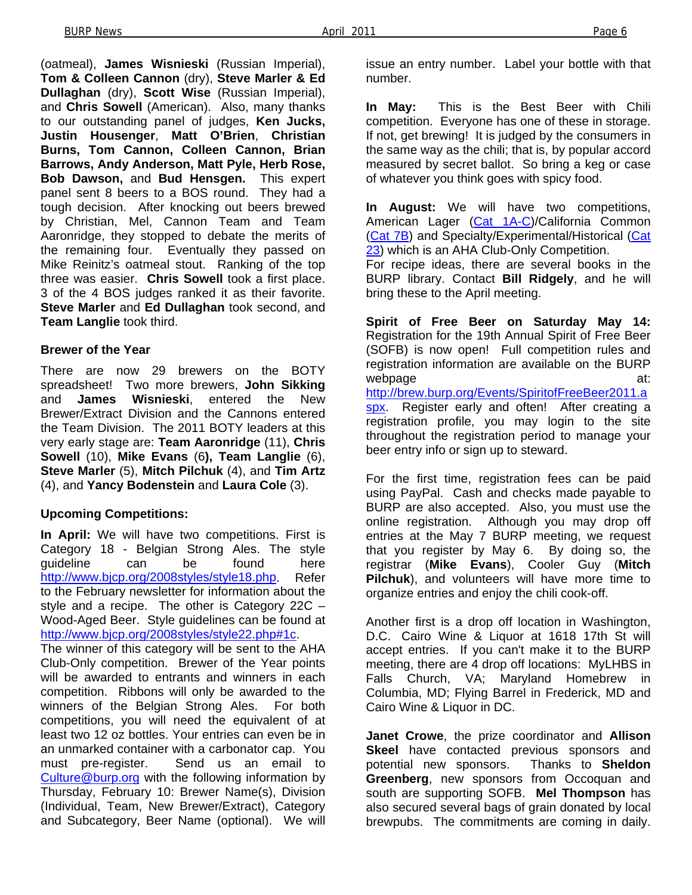(oatmeal), **James Wisnieski** (Russian Imperial), **Tom & Colleen Cannon** (dry), **Steve Marler & Ed Dullaghan** (dry), **Scott Wise** (Russian Imperial), and **Chris Sowell** (American). Also, many thanks to our outstanding panel of judges, **Ken Jucks, Justin Housenger**, **Matt O'Brien**, **Christian Burns, Tom Cannon, Colleen Cannon, Brian Barrows, Andy Anderson, Matt Pyle, Herb Rose, Bob Dawson,** and **Bud Hensgen.** This expert panel sent 8 beers to a BOS round. They had a tough decision. After knocking out beers brewed by Christian, Mel, Cannon Team and Team Aaronridge, they stopped to debate the merits of the remaining four. Eventually they passed on Mike Reinitz's oatmeal stout. Ranking of the top three was easier. **Chris Sowell** took a first place. 3 of the 4 BOS judges ranked it as their favorite. **Steve Marler** and **Ed Dullaghan** took second, and **Team Langlie** took third.

**Brewer of the Year**

There are now 29 brewers on the BOTY spreadsheet! Two more brewers, **John Sikking** and **James Wisnieski**, entered the New Brewer/Extract Division and the Cannons entered the Team Division. The 2011 BOTY leaders at this very early stage are: **Team Aaronridge** (11), **Chris Sowell** (10), **Mike Evans** (6**), Team Langlie** (6), **Steve Marler** (5), **Mitch Pilchuk** (4), and **Tim Artz** (4), and **Yancy Bodenstein** and **Laura Cole** (3).

**Upcoming Competitions:**

**In April:** We will have two competitions. First is Category 18 - Belgian Strong Ales. The style guideline can be found here http://www.bjcp.org/2008styles/style18.php. Refer to the February newsletter for information about the style and a recipe. The other is Category 22C – Wood-Aged Beer. Style guidelines can be found at http://www.bjcp.org/2008styles/style22.php#1c.
The winner of this category will be sent to the AHA Club-Only competition. Brewer of the Year points will be awarded to entrants and winners in each competition. Ribbons will only be awarded to the winners of the Belgian Strong Ales. For both competitions, you will need the equivalent of at least two 12 oz bottles. Your entries can even be in an unmarked container with a carbonator cap. You must pre-register. Send us an email to Culture@burp.org with the following information by Thursday, February 10: Brewer Name(s), Division (Individual, Team, New Brewer/Extract), Category and Subcategory, Beer Name (optional). We will issue an entry number. Label your bottle with that number.

**In May:** This is the Best Beer with Chili competition. Everyone has one of these in storage. If not, get brewing! It is judged by the consumers in the same way as the chili; that is, by popular accord measured by secret ballot. So bring a keg or case of whatever you think goes with spicy food.

**In August:** We will have two competitions, American Lager (Cat 1A-C)/California Common (Cat 7B) and Specialty/Experimental/Historical (Cat 23) which is an AHA Club-Only Competition.
For recipe ideas, there are several books in the BURP library. Contact **Bill Ridgely**, and he will bring these to the April meeting.

**Spirit of Free Beer on Saturday May 14:** Registration for the 19th Annual Spirit of Free Beer (SOFB) is now open! Full competition rules and registration information are available on the BURP webpage at: http://brew.burp.org/Events/SpiritofFreeBeer2011.aspx. Register early and often! After creating a registration profile, you may login to the site throughout the registration period to manage your beer entry info or sign up to steward.

For the first time, registration fees can be paid using PayPal. Cash and checks made payable to BURP are also accepted. Also, you must use the online registration. Although you may drop off entries at the May 7 BURP meeting, we request that you register by May 6. By doing so, the registrar (**Mike Evans**), Cooler Guy (**Mitch Pilchuk**), and volunteers will have more time to organize entries and enjoy the chili cook-off.

Another first is a drop off location in Washington, D.C. Cairo Wine & Liquor at 1618 17th St will accept entries. If you can't make it to the BURP meeting, there are 4 drop off locations: MyLHBS in Falls Church, VA; Maryland Homebrew in Columbia, MD; Flying Barrel in Frederick, MD and Cairo Wine & Liquor in DC.

**Janet Crowe**, the prize coordinator and **Allison Skeel** have contacted previous sponsors and potential new sponsors. Thanks to **Sheldon Greenberg**, new sponsors from Occoquan and south are supporting SOFB. **Mel Thompson** has also secured several bags of grain donated by local brewpubs. The commitments are coming in daily.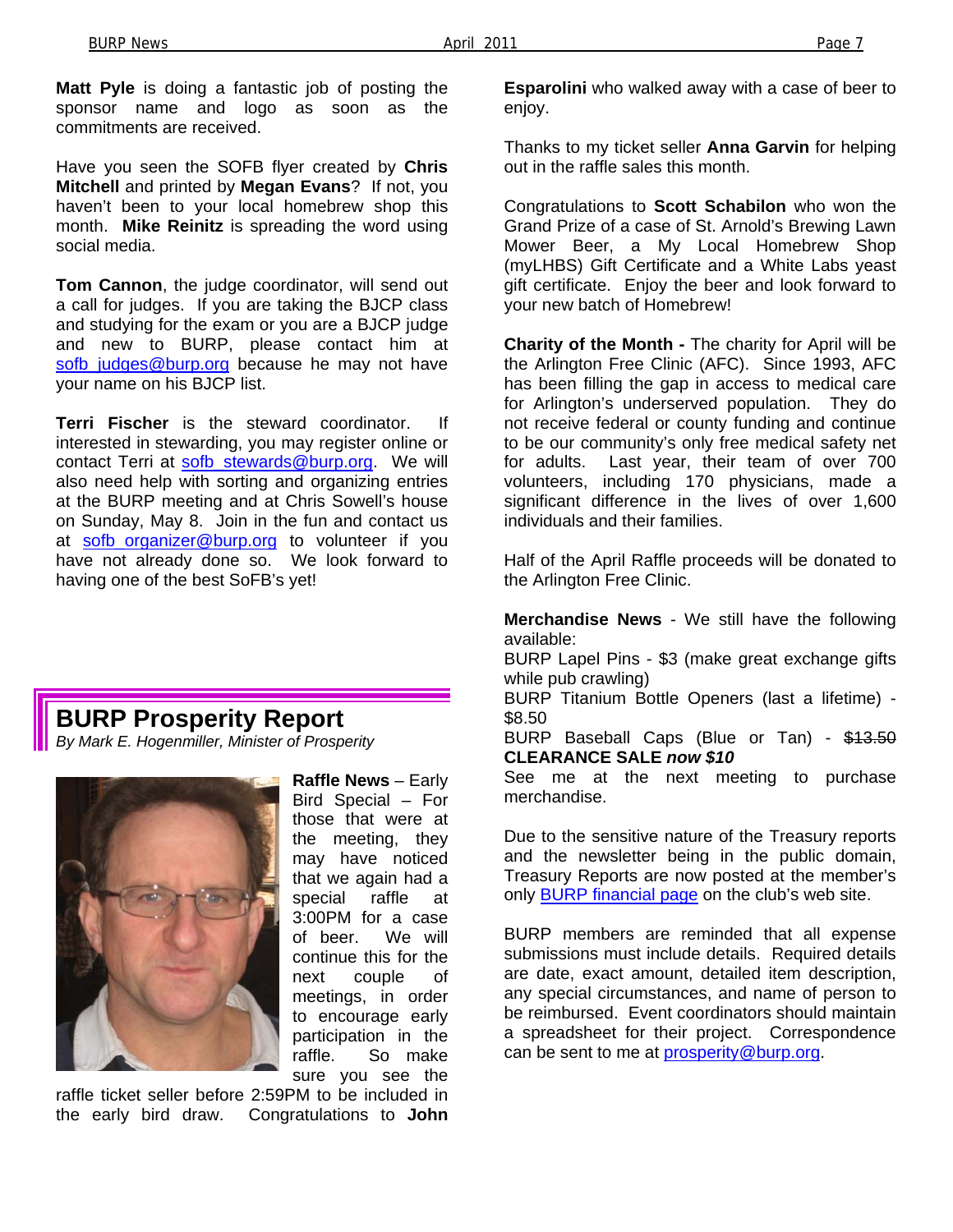**Matt Pyle** is doing a fantastic job of posting the sponsor name and logo as soon as the commitments are received.

Have you seen the SOFB flyer created by **Chris Mitchell** and printed by **Megan Evans**? If not, you haven't been to your local homebrew shop this month. **Mike Reinitz** is spreading the word using social media.

**Tom Cannon**, the judge coordinator, will send out a call for judges. If you are taking the BJCP class and studying for the exam or you are a BJCP judge and new to BURP, please contact him at sofb_judges@burp.org because he may not have your name on his BJCP list.

**Terri Fischer** is the steward coordinator. If interested in stewarding, you may register online or contact Terri at sofb_stewards@burp.org. We will also need help with sorting and organizing entries at the BURP meeting and at Chris Sowell's house on Sunday, May 8. Join in the fun and contact us at sofb_organizer@burp.org to volunteer if you have not already done so. We look forward to having one of the best SoFB's yet!

## BURP Prosperity Report

*By Mark E. Hogenmiller, Minister of Prosperity*

**Raffle News** – Early Bird Special – For those that were at the meeting, they may have noticed that we again had a special raffle at 3:00PM for a case of beer. We will continue this for the next couple of meetings, in order to encourage early participation in the raffle. So make sure you see the raffle ticket seller before 2:59PM to be included in the early bird draw. Congratulations to **John Esparolini** who walked away with a case of beer to enjoy.

Thanks to my ticket seller **Anna Garvin** for helping out in the raffle sales this month.

Congratulations to **Scott Schabilon** who won the Grand Prize of a case of St. Arnold's Brewing Lawn Mower Beer, a My Local Homebrew Shop (myLHBS) Gift Certificate and a White Labs yeast gift certificate. Enjoy the beer and look forward to your new batch of Homebrew!

**Charity of the Month -** The charity for April will be the Arlington Free Clinic (AFC). Since 1993, AFC has been filling the gap in access to medical care for Arlington's underserved population. They do not receive federal or county funding and continue to be our community's only free medical safety net for adults. Last year, their team of over 700 volunteers, including 170 physicians, made a significant difference in the lives of over 1,600 individuals and their families.

Half of the April Raffle proceeds will be donated to the Arlington Free Clinic.

**Merchandise News** - We still have the following available:

BURP Lapel Pins - $3 (make great exchange gifts while pub crawling)

BURP Titanium Bottle Openers (last a lifetime) - $8.50

BURP Baseball Caps (Blue or Tan) - ~~$13.50~~ **CLEARANCE SALE *now $10***

See me at the next meeting to purchase merchandise.

Due to the sensitive nature of the Treasury reports and the newsletter being in the public domain, Treasury Reports are now posted at the member's only BURP financial page on the club's web site.

BURP members are reminded that all expense submissions must include details. Required details are date, exact amount, detailed item description, any special circumstances, and name of person to be reimbursed. Event coordinators should maintain a spreadsheet for their project. Correspondence can be sent to me at prosperity@burp.org.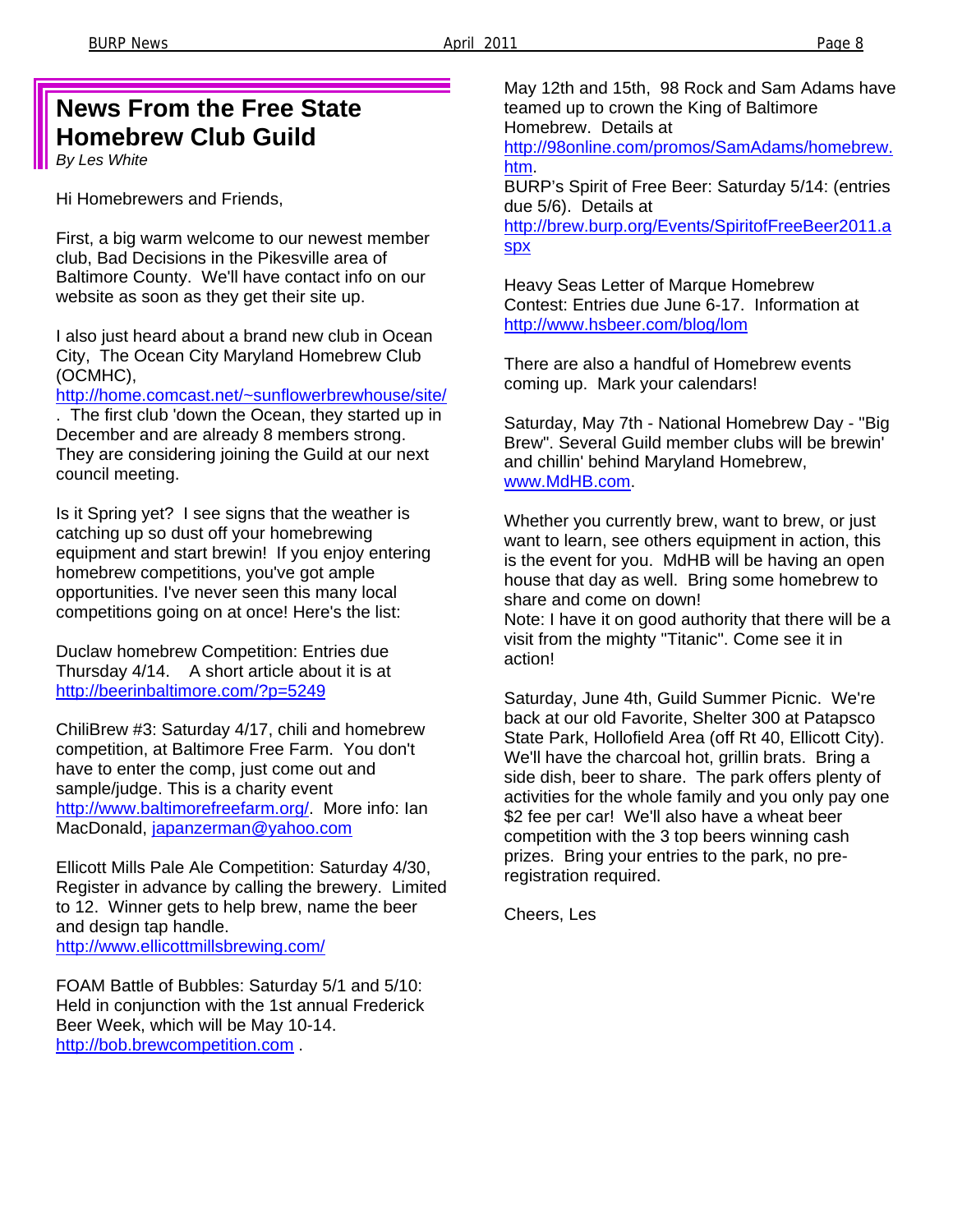# News From the Free State Homebrew Club Guild

*By Les White*

Hi Homebrewers and Friends,

First, a big warm welcome to our newest member club, Bad Decisions in the Pikesville area of Baltimore County. We'll have contact info on our website as soon as they get their site up.

I also just heard about a brand new club in Ocean City, The Ocean City Maryland Homebrew Club (OCMHC), http://home.comcast.net/~sunflowerbrewhouse/site/ . The first club 'down the Ocean, they started up in December and are already 8 members strong. They are considering joining the Guild at our next council meeting.

Is it Spring yet? I see signs that the weather is catching up so dust off your homebrewing equipment and start brewin! If you enjoy entering homebrew competitions, you've got ample opportunities. I've never seen this many local competitions going on at once! Here's the list:

Duclaw homebrew Competition: Entries due Thursday 4/14. A short article about it is at http://beerinbaltimore.com/?p=5249

ChiliBrew #3: Saturday 4/17, chili and homebrew competition, at Baltimore Free Farm. You don't have to enter the comp, just come out and sample/judge. This is a charity event http://www.baltimorefreefarm.org/. More info: Ian MacDonald, japanzerman@yahoo.com

Ellicott Mills Pale Ale Competition: Saturday 4/30, Register in advance by calling the brewery. Limited to 12. Winner gets to help brew, name the beer and design tap handle. http://www.ellicottmillsbrewing.com/

FOAM Battle of Bubbles: Saturday 5/1 and 5/10: Held in conjunction with the 1st annual Frederick Beer Week, which will be May 10-14. http://bob.brewcompetition.com .

May 12th and 15th, 98 Rock and Sam Adams have teamed up to crown the King of Baltimore Homebrew. Details at http://98online.com/promos/SamAdams/homebrew.htm.
BURP's Spirit of Free Beer: Saturday 5/14: (entries due 5/6). Details at http://brew.burp.org/Events/SpiritofFreeBeer2011.aspx

Heavy Seas Letter of Marque Homebrew Contest: Entries due June 6-17. Information at http://www.hsbeer.com/blog/lom

There are also a handful of Homebrew events coming up. Mark your calendars!

Saturday, May 7th - National Homebrew Day - "Big Brew". Several Guild member clubs will be brewin' and chillin' behind Maryland Homebrew, www.MdHB.com.

Whether you currently brew, want to brew, or just want to learn, see others equipment in action, this is the event for you. MdHB will be having an open house that day as well. Bring some homebrew to share and come on down!
Note: I have it on good authority that there will be a visit from the mighty "Titanic". Come see it in action!

Saturday, June 4th, Guild Summer Picnic. We're back at our old Favorite, Shelter 300 at Patapsco State Park, Hollofield Area (off Rt 40, Ellicott City). We'll have the charcoal hot, grillin brats. Bring a side dish, beer to share. The park offers plenty of activities for the whole family and you only pay one $2 fee per car! We'll also have a wheat beer competition with the 3 top beers winning cash prizes. Bring your entries to the park, no pre-registration required.

Cheers, Les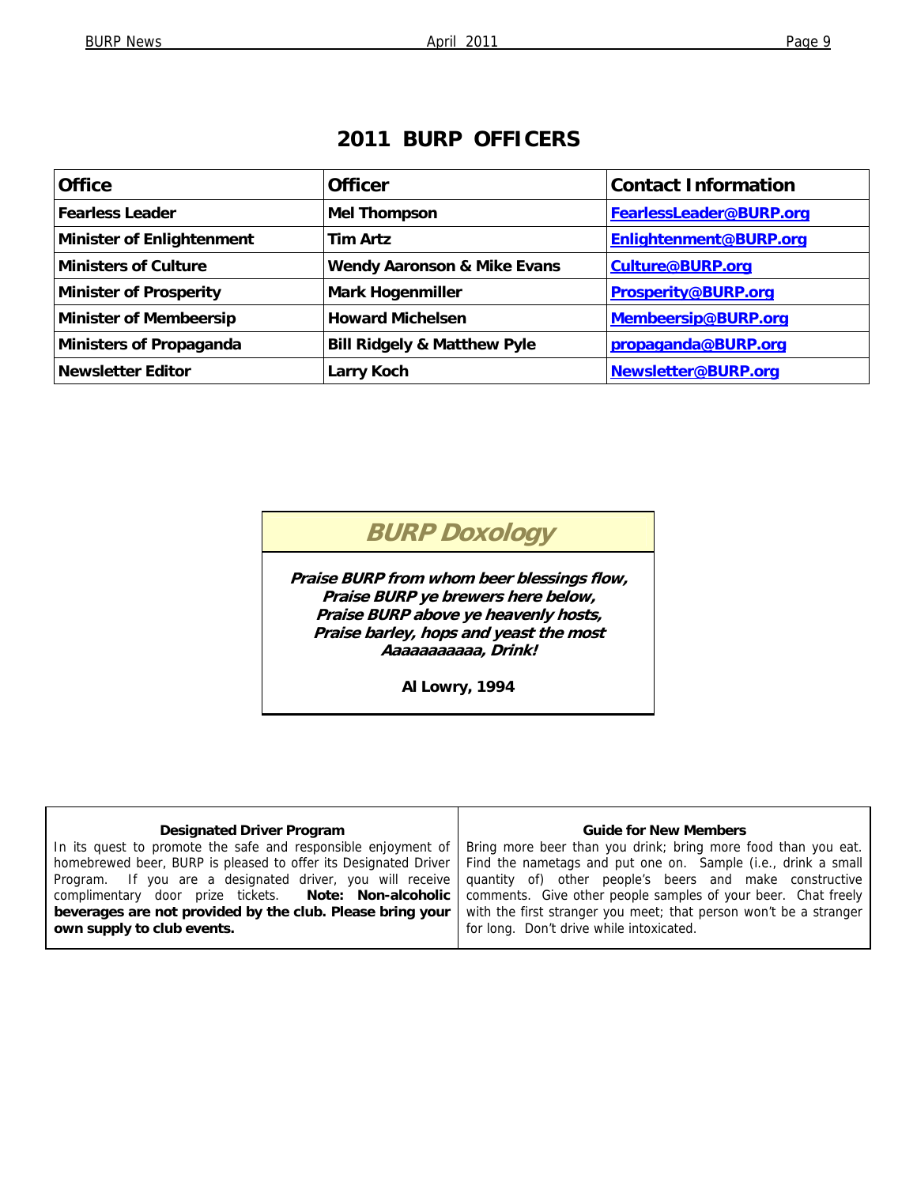# 2011 BURP OFFICERS

| Office | Officer | Contact Information |
|---|---|---|
| **Fearless Leader** | **Mel Thompson** | **FearlessLeader@BURP.org** |
| **Minister of Enlightenment** | **Tim Artz** | **Enlightenment@BURP.org** |
| **Ministers of Culture** | **Wendy Aaronson & Mike Evans** | **Culture@BURP.org** |
| **Minister of Prosperity** | **Mark Hogenmiller** | **Prosperity@BURP.org** |
| **Minister of Membeersip** | **Howard Michelsen** | **Membeersip@BURP.org** |
| **Ministers of Propaganda** | **Bill Ridgely & Matthew Pyle** | **propaganda@BURP.org** |
| **Newsletter Editor** | **Larry Koch** | **Newsletter@BURP.org** |

## *BURP Doxology*

***Praise BURP from whom beer blessings flow,***
***Praise BURP ye brewers here below,***
***Praise BURP above ye heavenly hosts,***
***Praise barley, hops and yeast the most***
***Aaaaaaaaaa, Drink!***

**Al Lowry, 1994**

**Designated Driver Program**

In its quest to promote the safe and responsible enjoyment of homebrewed beer, BURP is pleased to offer its Designated Driver Program. If you are a designated driver, you will receive complimentary door prize tickets. **Note: Non-alcoholic beverages are not provided by the club. Please bring your own supply to club events.**

**Guide for New Members**

Bring more beer than you drink; bring more food than you eat. Find the nametags and put one on. Sample (i.e., drink a small quantity of) other people's beers and make constructive comments. Give other people samples of your beer. Chat freely with the first stranger you meet; that person won't be a stranger for long. Don't drive while intoxicated.